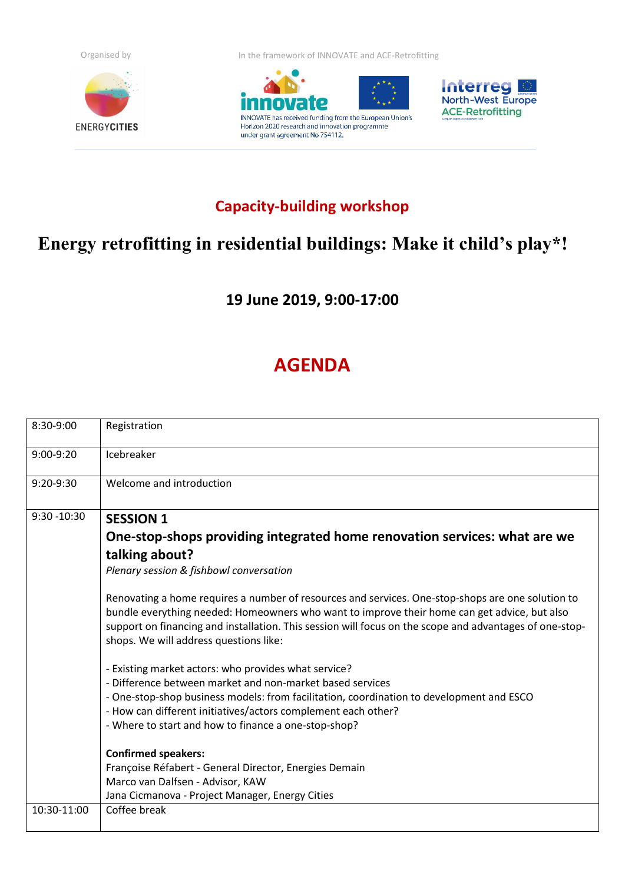Organised by

ENERGYCITIES

In the framework of INNOVATE and ACE-Retrofitting

INNOVATE has received funding from the European Union's Horizon 2020 research and innovation programme under grant agreement No 754112.

Interreg North-West Europe ACE-Retrofitting

## Capacity-building workshop

# Energy retrofitting in residential buildings: Make it child's play*!

**19 June 2019, 9:00-17:00**

## AGENDA

| | |
|---|---|
| 8:30-9:00 | Registration |
| 9:00-9:20 | Icebreaker |
| 9:20-9:30 | Welcome and introduction |
| 9:30 -10:30 | **SESSION 1**<br>**One-stop-shops providing integrated home renovation services: what are we talking about?**<br>*Plenary session & fishbowl conversation*<br><br>Renovating a home requires a number of resources and services. One-stop-shops are one solution to bundle everything needed: Homeowners who want to improve their home can get advice, but also support on financing and installation. This session will focus on the scope and advantages of one-stop-shops. We will address questions like:<br><br>- Existing market actors: who provides what service?<br>- Difference between market and non-market based services<br>- One-stop-shop business models: from facilitation, coordination to development and ESCO<br>- How can different initiatives/actors complement each other?<br>- Where to start and how to finance a one-stop-shop?<br><br>**Confirmed speakers:**<br>Françoise Réfabert - General Director, Energies Demain<br>Marco van Dalfsen - Advisor, KAW<br>Jana Cicmanova - Project Manager, Energy Cities |
| 10:30-11:00 | Coffee break |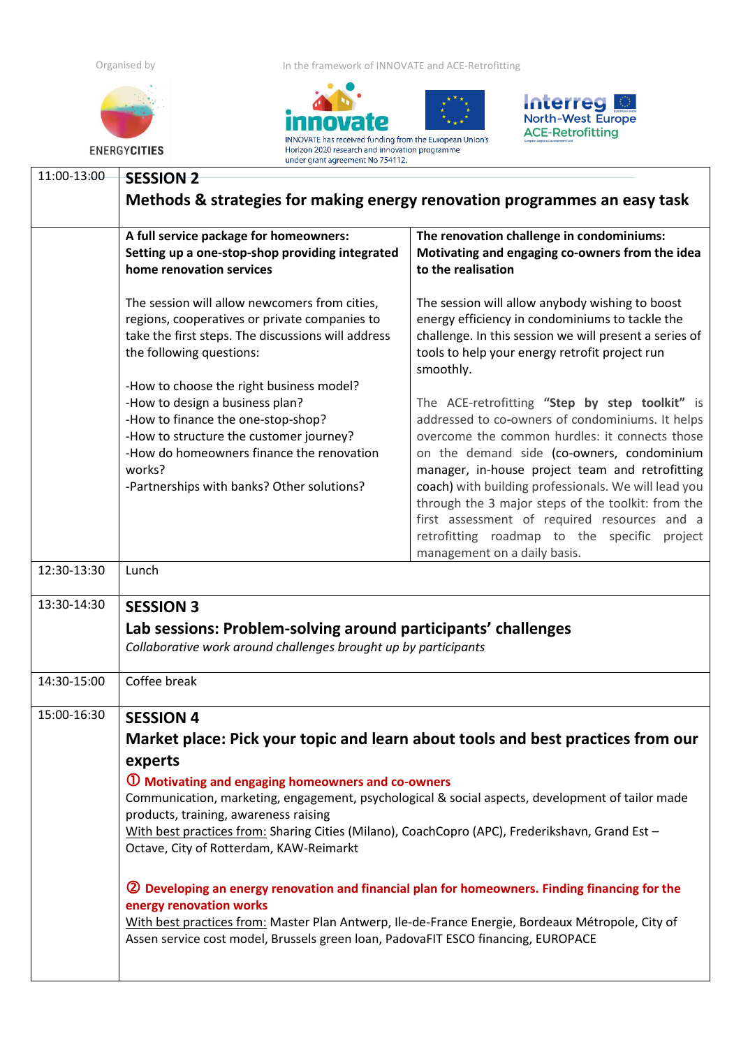Organised by

ENERGYCITIES

In the framework of INNOVATE and ACE-Retrofitting

INNOVATE has received funding from the European Union's Horizon 2020 research and innovation programme under grant agreement No 754112.

Interreg North-West Europe ACE-Retrofitting

| | | |
|---|---|---|
| 11:00-13:00 | **SESSION 2**<br>**Methods & strategies for making energy renovation programmes an easy task** | |
| | **A full service package for homeowners: Setting up a one-stop-shop providing integrated home renovation services**<br><br>The session will allow newcomers from cities, regions, cooperatives or private companies to take the first steps. The discussions will address the following questions:<br><br>-How to choose the right business model?<br>-How to design a business plan?<br>-How to finance the one-stop-shop?<br>-How to structure the customer journey?<br>-How do homeowners finance the renovation works?<br>-Partnerships with banks? Other solutions? | **The renovation challenge in condominiums: Motivating and engaging co-owners from the idea to the realisation**<br><br>The session will allow anybody wishing to boost energy efficiency in condominiums to tackle the challenge. In this session we will present a series of tools to help your energy retrofit project run smoothly.<br><br>The ACE-retrofitting **"Step by step toolkit"** is addressed to co-owners of condominiums. It helps overcome the common hurdles: it connects those on the demand side (co-owners, condominium manager, in-house project team and retrofitting coach) with building professionals. We will lead you through the 3 major steps of the toolkit: from the first assessment of required resources and a retrofitting roadmap to the specific project management on a daily basis. |
| 12:30-13:30 | Lunch | |
| 13:30-14:30 | **SESSION 3**<br>**Lab sessions: Problem-solving around participants' challenges**<br>*Collaborative work around challenges brought up by participants* | |
| 14:30-15:00 | Coffee break | |
| 15:00-16:30 | **SESSION 4**<br>**Market place: Pick your topic and learn about tools and best practices from our experts**<br>**① Motivating and engaging homeowners and co-owners**<br>Communication, marketing, engagement, psychological & social aspects, development of tailor made products, training, awareness raising<br>With best practices from: Sharing Cities (Milano), CoachCopro (APC), Frederikshavn, Grand Est – Octave, City of Rotterdam, KAW-Reimarkt<br><br>**② Developing an energy renovation and financial plan for homeowners. Finding financing for the energy renovation works**<br>With best practices from: Master Plan Antwerp, Ile-de-France Energie, Bordeaux Métropole, City of Assen service cost model, Brussels green loan, PadovaFIT ESCO financing, EUROPACE | |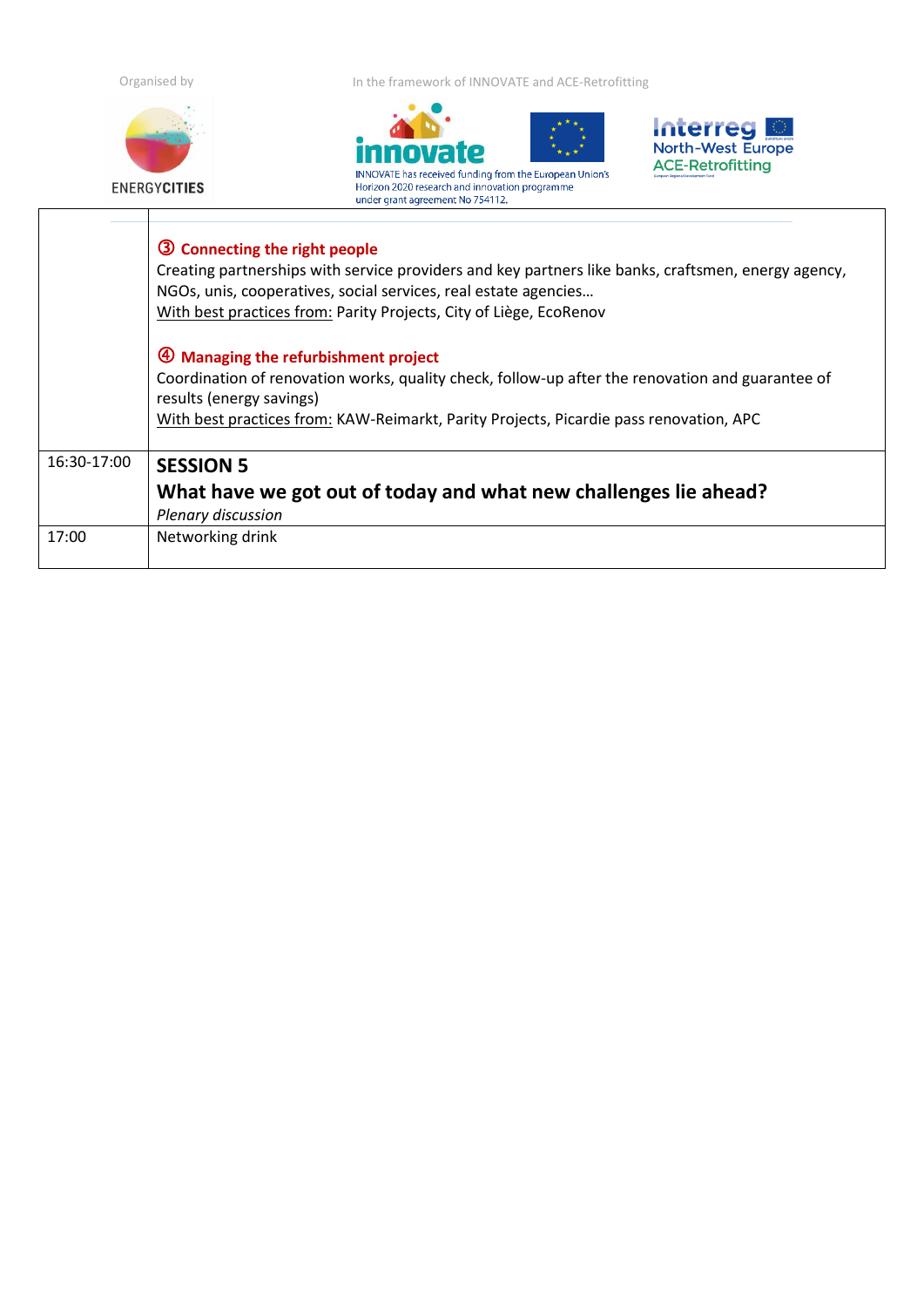Organised by

ENERGYCITIES

In the framework of INNOVATE and ACE-Retrofitting

INNOVATE has received funding from the European Union's Horizon 2020 research and innovation programme under grant agreement No 754112.

Interreg North-West Europe ACE-Retrofitting

| | |
|---|---|
| | **③ Connecting the right people**<br>Creating partnerships with service providers and key partners like banks, craftsmen, energy agency, NGOs, unis, cooperatives, social services, real estate agencies…<br>With best practices from: Parity Projects, City of Liège, EcoRenov<br><br>**④ Managing the refurbishment project**<br>Coordination of renovation works, quality check, follow-up after the renovation and guarantee of results (energy savings)<br>With best practices from: KAW-Reimarkt, Parity Projects, Picardie pass renovation, APC |
| 16:30-17:00 | **SESSION 5**<br>**What have we got out of today and what new challenges lie ahead?**<br>*Plenary discussion* |
| 17:00 | Networking drink |